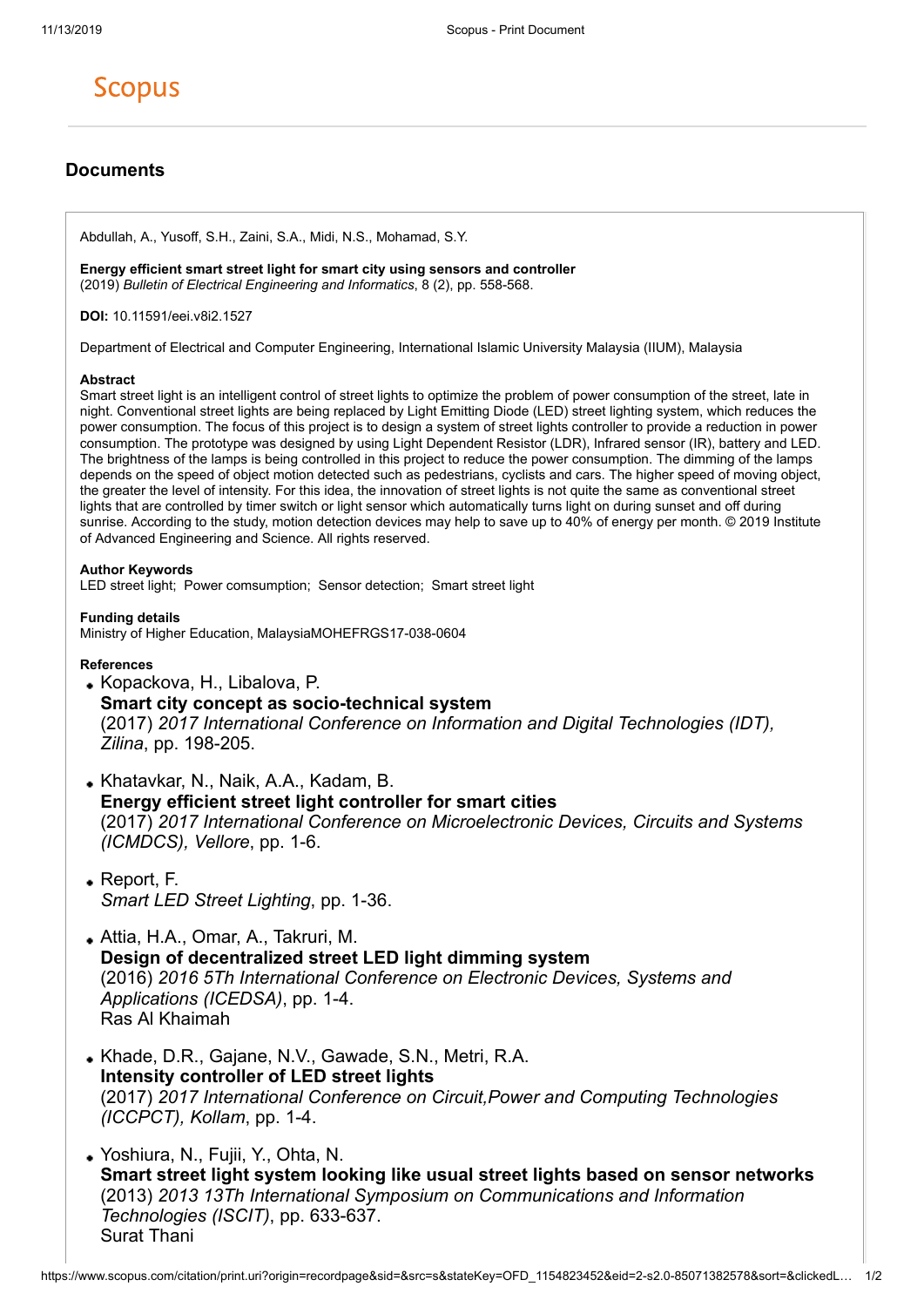# Scopus

## Documents

Abdullah, A., Yusoff, S.H., Zaini, S.A., Midi, N.S., Mohamad, S.Y.

**Energy efficient smart street light for smart city using sensors and controller**
(2019) *Bulletin of Electrical Engineering and Informatics*, 8 (2), pp. 558-568.

**DOI:** 10.11591/eei.v8i2.1527

Department of Electrical and Computer Engineering, International Islamic University Malaysia (IIUM), Malaysia

**Abstract**
Smart street light is an intelligent control of street lights to optimize the problem of power consumption of the street, late in night. Conventional street lights are being replaced by Light Emitting Diode (LED) street lighting system, which reduces the power consumption. The focus of this project is to design a system of street lights controller to provide a reduction in power consumption. The prototype was designed by using Light Dependent Resistor (LDR), Infrared sensor (IR), battery and LED. The brightness of the lamps is being controlled in this project to reduce the power consumption. The dimming of the lamps depends on the speed of object motion detected such as pedestrians, cyclists and cars. The higher speed of moving object, the greater the level of intensity. For this idea, the innovation of street lights is not quite the same as conventional street lights that are controlled by timer switch or light sensor which automatically turns light on during sunset and off during sunrise. According to the study, motion detection devices may help to save up to 40% of energy per month. © 2019 Institute of Advanced Engineering and Science. All rights reserved.

**Author Keywords**
LED street light; Power comsumption; Sensor detection; Smart street light

**Funding details**
Ministry of Higher Education, MalaysiaMOHEFRGS17-038-0604

**References**

- Kopackova, H., Libalova, P.
  **Smart city concept as socio-technical system**
  (2017) *2017 International Conference on Information and Digital Technologies (IDT), Zilina*, pp. 198-205.

- Khatavkar, N., Naik, A.A., Kadam, B.
  **Energy efficient street light controller for smart cities**
  (2017) *2017 International Conference on Microelectronic Devices, Circuits and Systems (ICMDCS), Vellore*, pp. 1-6.

- Report, F.
  *Smart LED Street Lighting*, pp. 1-36.

- Attia, H.A., Omar, A., Takruri, M.
  **Design of decentralized street LED light dimming system**
  (2016) *2016 5Th International Conference on Electronic Devices, Systems and Applications (ICEDSA)*, pp. 1-4.
  Ras Al Khaimah

- Khade, D.R., Gajane, N.V., Gawade, S.N., Metri, R.A.
  **Intensity controller of LED street lights**
  (2017) *2017 International Conference on Circuit,Power and Computing Technologies (ICCPCT), Kollam*, pp. 1-4.

- Yoshiura, N., Fujii, Y., Ohta, N.
  **Smart street light system looking like usual street lights based on sensor networks**
  (2013) *2013 13Th International Symposium on Communications and Information Technologies (ISCIT)*, pp. 633-637.
  Surat Thani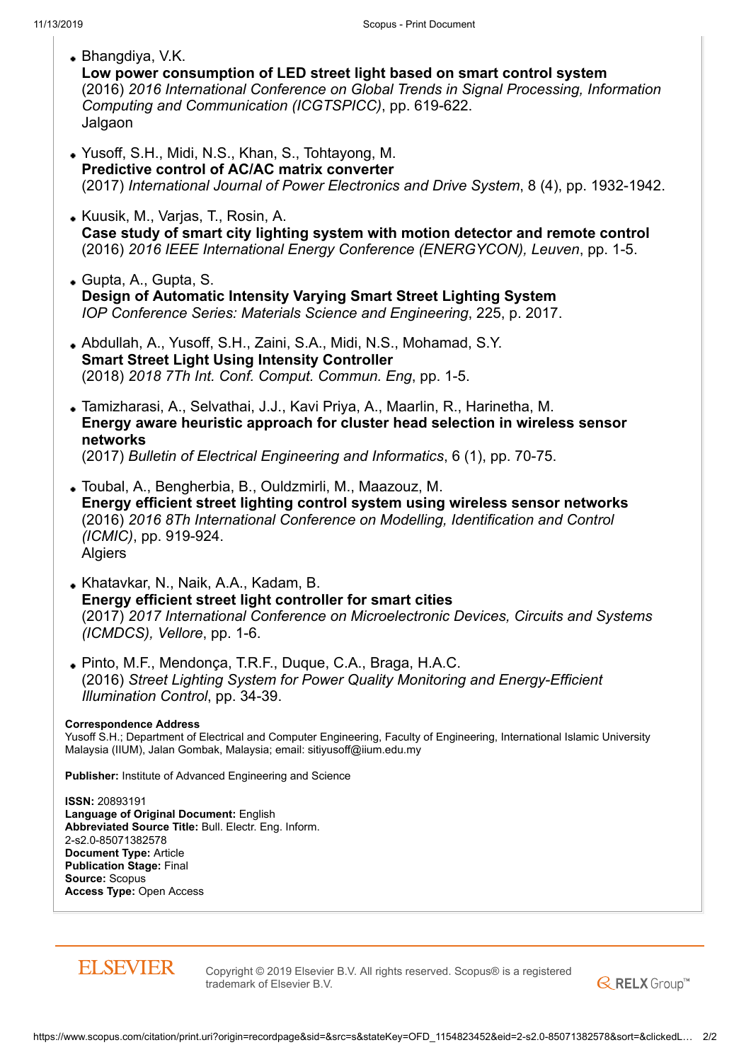- Bhangdiya, V.K.
  **Low power consumption of LED street light based on smart control system**
  (2016) *2016 International Conference on Global Trends in Signal Processing, Information Computing and Communication (ICGTSPICC)*, pp. 619-622.
  Jalgaon

- Yusoff, S.H., Midi, N.S., Khan, S., Tohtayong, M.
  **Predictive control of AC/AC matrix converter**
  (2017) *International Journal of Power Electronics and Drive System*, 8 (4), pp. 1932-1942.

- Kuusik, M., Varjas, T., Rosin, A.
  **Case study of smart city lighting system with motion detector and remote control**
  (2016) *2016 IEEE International Energy Conference (ENERGYCON), Leuven*, pp. 1-5.

- Gupta, A., Gupta, S.
  **Design of Automatic Intensity Varying Smart Street Lighting System**
  *IOP Conference Series: Materials Science and Engineering*, 225, p. 2017.

- Abdullah, A., Yusoff, S.H., Zaini, S.A., Midi, N.S., Mohamad, S.Y.
  **Smart Street Light Using Intensity Controller**
  (2018) *2018 7Th Int. Conf. Comput. Commun. Eng*, pp. 1-5.

- Tamizharasi, A., Selvathai, J.J., Kavi Priya, A., Maarlin, R., Harinetha, M.
  **Energy aware heuristic approach for cluster head selection in wireless sensor networks**
  (2017) *Bulletin of Electrical Engineering and Informatics*, 6 (1), pp. 70-75.

- Toubal, A., Bengherbia, B., Ouldzmirli, M., Maazouz, M.
  **Energy efficient street lighting control system using wireless sensor networks**
  (2016) *2016 8Th International Conference on Modelling, Identification and Control (ICMIC)*, pp. 919-924.
  Algiers

- Khatavkar, N., Naik, A.A., Kadam, B.
  **Energy efficient street light controller for smart cities**
  (2017) *2017 International Conference on Microelectronic Devices, Circuits and Systems (ICMDCS), Vellore*, pp. 1-6.

- Pinto, M.F., Mendonça, T.R.F., Duque, C.A., Braga, H.A.C.
  (2016) *Street Lighting System for Power Quality Monitoring and Energy-Efficient Illumination Control*, pp. 34-39.

**Correspondence Address**
Yusoff S.H.; Department of Electrical and Computer Engineering, Faculty of Engineering, International Islamic University Malaysia (IIUM), Jalan Gombak, Malaysia; email: sitiyusoff@iium.edu.my

**Publisher:** Institute of Advanced Engineering and Science

**ISSN:** 20893191
**Language of Original Document:** English
**Abbreviated Source Title:** Bull. Electr. Eng. Inform.
2-s2.0-85071382578
**Document Type:** Article
**Publication Stage:** Final
**Source:** Scopus
**Access Type:** Open Access

ELSEVIER

Copyright © 2019 Elsevier B.V. All rights reserved. Scopus® is a registered trademark of Elsevier B.V.

RELX Group™